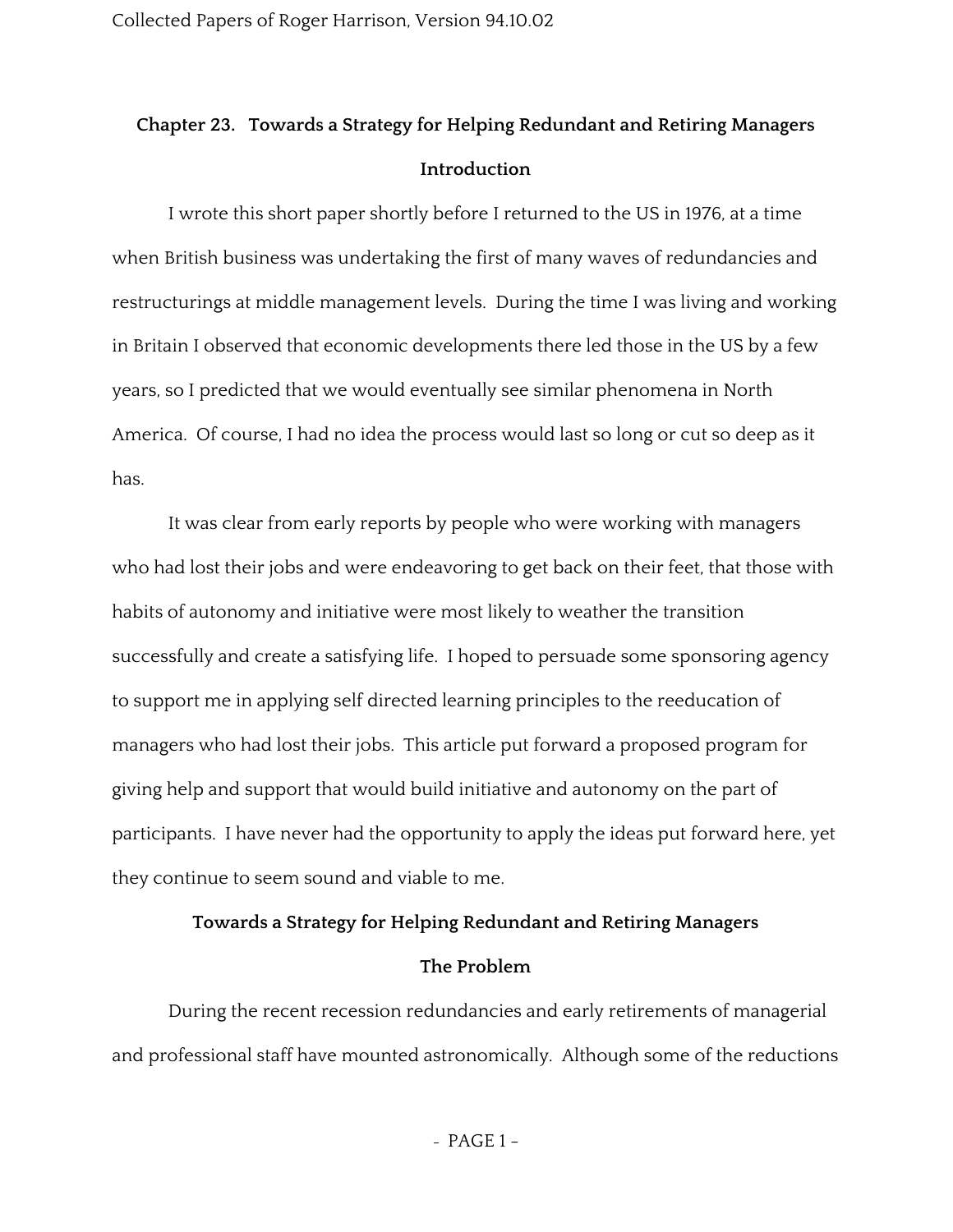# Chapter 23. Towards a Strategy for Helping Redundant and Retiring Managers

## Introduction

I wrote this short paper shortly before I returned to the US in 1976, at a time when British business was undertaking the first of many waves of redundancies and restructurings at middle management levels. During the time I was living and working in Britain I observed that economic developments there led those in the US by a few years, so I predicted that we would eventually see similar phenomena in North America. Of course, I had no idea the process would last so long or cut so deep as it has.

It was clear from early reports by people who were working with managers who had lost their jobs and were endeavoring to get back on their feet, that those with habits of autonomy and initiative were most likely to weather the transition successfully and create a satisfying life. I hoped to persuade some sponsoring agency to support me in applying self directed learning principles to the reeducation of managers who had lost their jobs. This article put forward a proposed program for giving help and support that would build initiative and autonomy on the part of participants. I have never had the opportunity to apply the ideas put forward here, yet they continue to seem sound and viable to me.

## Towards a Strategy for Helping Redundant and Retiring Managers

### The Problem

During the recent recession redundancies and early retirements of managerial and professional staff have mounted astronomically. Although some of the reductions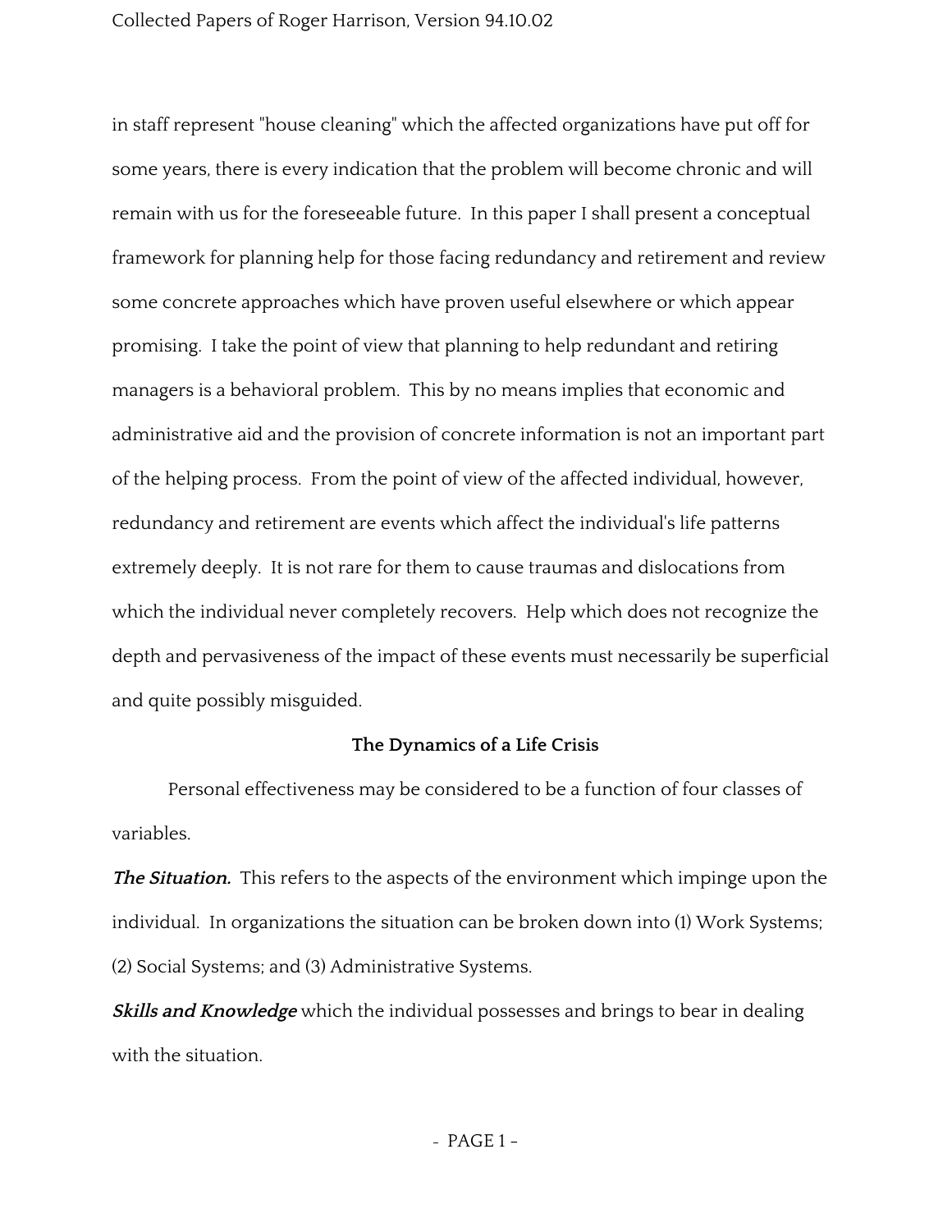in staff represent "house cleaning" which the affected organizations have put off for some years, there is every indication that the problem will become chronic and will remain with us for the foreseeable future. In this paper I shall present a conceptual framework for planning help for those facing redundancy and retirement and review some concrete approaches which have proven useful elsewhere or which appear promising. I take the point of view that planning to help redundant and retiring managers is a behavioral problem. This by no means implies that economic and administrative aid and the provision of concrete information is not an important part of the helping process. From the point of view of the affected individual, however, redundancy and retirement are events which affect the individual's life patterns extremely deeply. It is not rare for them to cause traumas and dislocations from which the individual never completely recovers. Help which does not recognize the depth and pervasiveness of the impact of these events must necessarily be superficial and quite possibly misguided.

## The Dynamics of a Life Crisis

Personal effectiveness may be considered to be a function of four classes of variables.

***The Situation.*** This refers to the aspects of the environment which impinge upon the individual. In organizations the situation can be broken down into (1) Work Systems; (2) Social Systems; and (3) Administrative Systems.

***Skills and Knowledge*** which the individual possesses and brings to bear in dealing with the situation.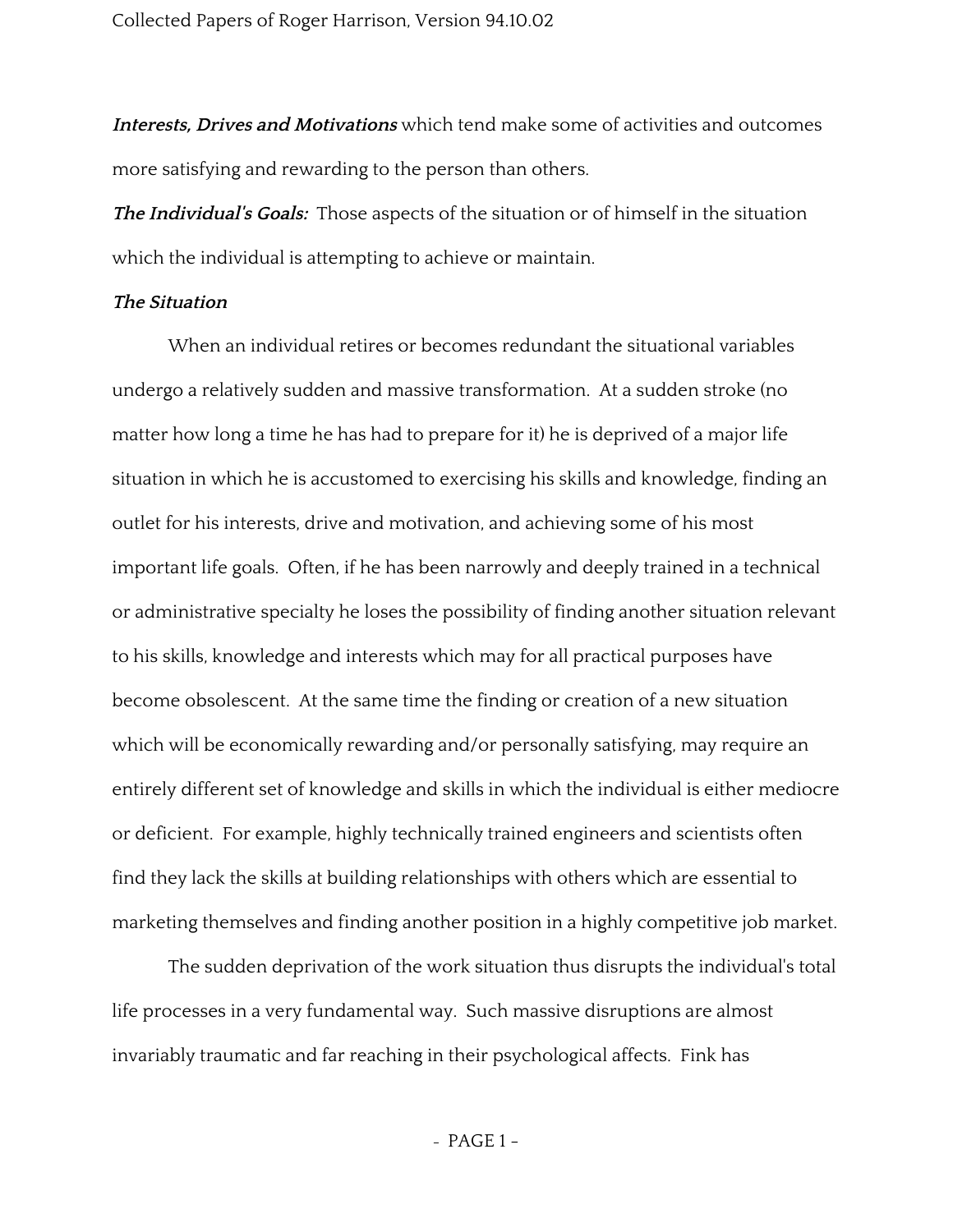***Interests, Drives and Motivations*** which tend make some of activities and outcomes more satisfying and rewarding to the person than others.

***The Individual's Goals:*** Those aspects of the situation or of himself in the situation which the individual is attempting to achieve or maintain.

***The Situation***

When an individual retires or becomes redundant the situational variables undergo a relatively sudden and massive transformation. At a sudden stroke (no matter how long a time he has had to prepare for it) he is deprived of a major life situation in which he is accustomed to exercising his skills and knowledge, finding an outlet for his interests, drive and motivation, and achieving some of his most important life goals. Often, if he has been narrowly and deeply trained in a technical or administrative specialty he loses the possibility of finding another situation relevant to his skills, knowledge and interests which may for all practical purposes have become obsolescent. At the same time the finding or creation of a new situation which will be economically rewarding and/or personally satisfying, may require an entirely different set of knowledge and skills in which the individual is either mediocre or deficient. For example, highly technically trained engineers and scientists often find they lack the skills at building relationships with others which are essential to marketing themselves and finding another position in a highly competitive job market.

The sudden deprivation of the work situation thus disrupts the individual's total life processes in a very fundamental way. Such massive disruptions are almost invariably traumatic and far reaching in their psychological affects. Fink has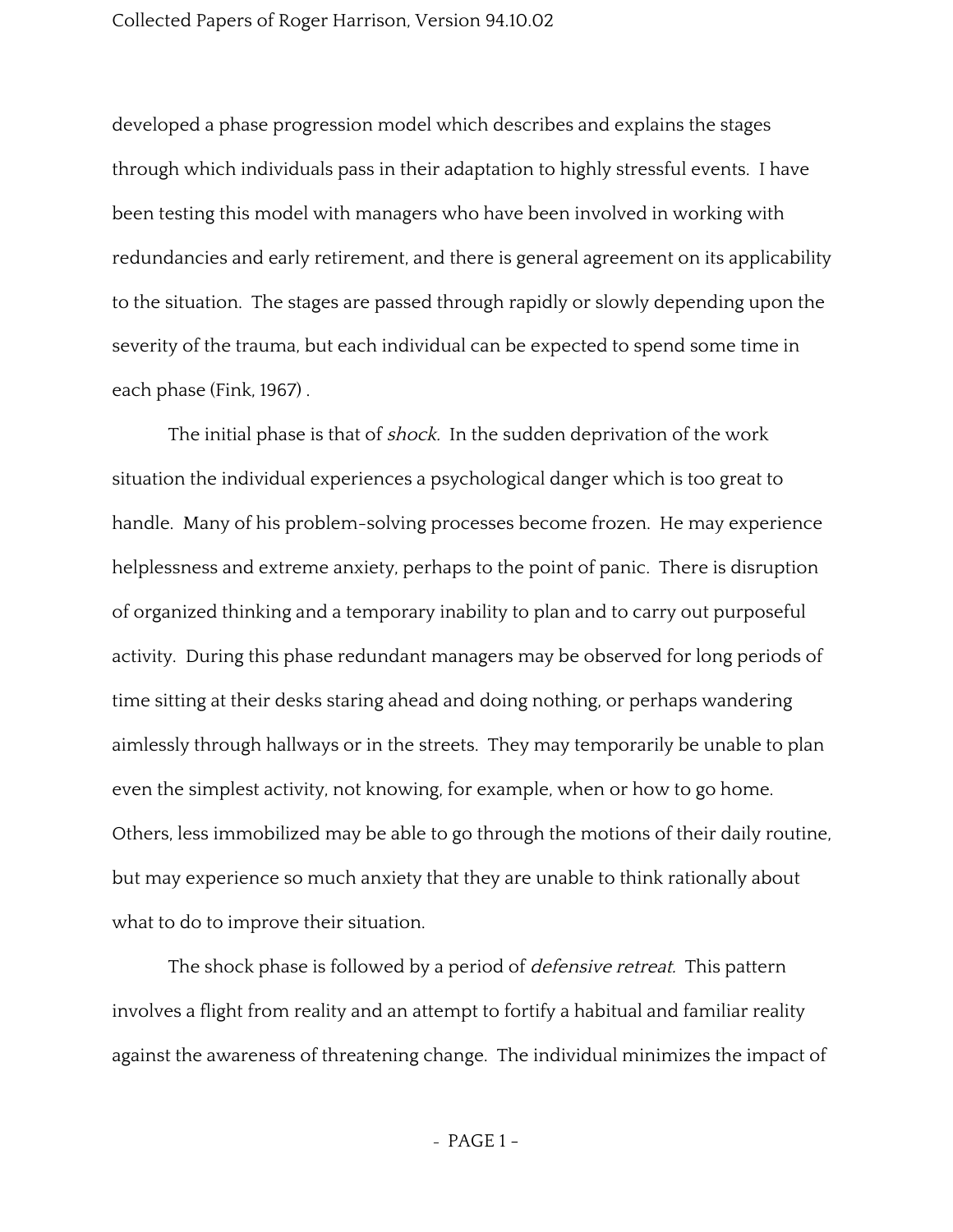developed a phase progression model which describes and explains the stages through which individuals pass in their adaptation to highly stressful events. I have been testing this model with managers who have been involved in working with redundancies and early retirement, and there is general agreement on its applicability to the situation. The stages are passed through rapidly or slowly depending upon the severity of the trauma, but each individual can be expected to spend some time in each phase (Fink, 1967) .

The initial phase is that of *shock*. In the sudden deprivation of the work situation the individual experiences a psychological danger which is too great to handle. Many of his problem-solving processes become frozen. He may experience helplessness and extreme anxiety, perhaps to the point of panic. There is disruption of organized thinking and a temporary inability to plan and to carry out purposeful activity. During this phase redundant managers may be observed for long periods of time sitting at their desks staring ahead and doing nothing, or perhaps wandering aimlessly through hallways or in the streets. They may temporarily be unable to plan even the simplest activity, not knowing, for example, when or how to go home. Others, less immobilized may be able to go through the motions of their daily routine, but may experience so much anxiety that they are unable to think rationally about what to do to improve their situation.

The shock phase is followed by a period of *defensive retreat.* This pattern involves a flight from reality and an attempt to fortify a habitual and familiar reality against the awareness of threatening change. The individual minimizes the impact of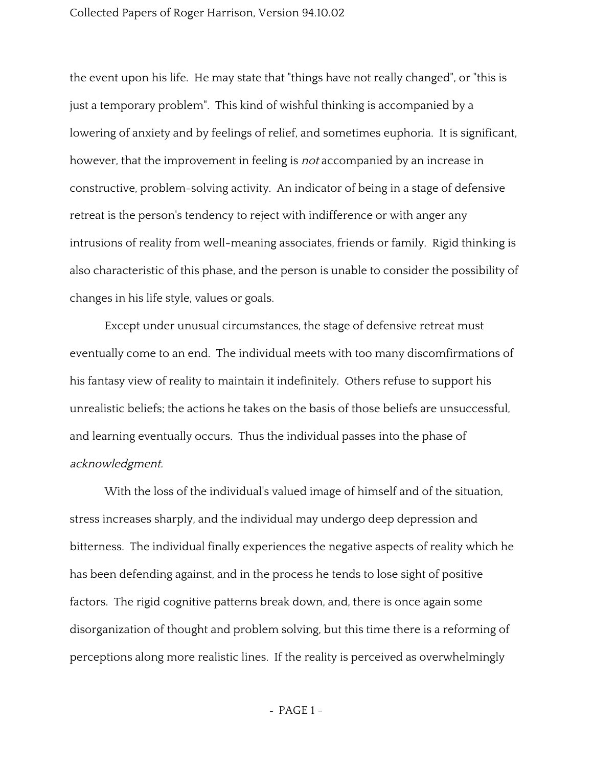the event upon his life. He may state that "things have not really changed", or "this is just a temporary problem". This kind of wishful thinking is accompanied by a lowering of anxiety and by feelings of relief, and sometimes euphoria. It is significant, however, that the improvement in feeling is *not* accompanied by an increase in constructive, problem-solving activity. An indicator of being in a stage of defensive retreat is the person's tendency to reject with indifference or with anger any intrusions of reality from well-meaning associates, friends or family. Rigid thinking is also characteristic of this phase, and the person is unable to consider the possibility of changes in his life style, values or goals.

Except under unusual circumstances, the stage of defensive retreat must eventually come to an end. The individual meets with too many discomfirmations of his fantasy view of reality to maintain it indefinitely. Others refuse to support his unrealistic beliefs; the actions he takes on the basis of those beliefs are unsuccessful, and learning eventually occurs. Thus the individual passes into the phase of *acknowledgment.*

With the loss of the individual's valued image of himself and of the situation, stress increases sharply, and the individual may undergo deep depression and bitterness. The individual finally experiences the negative aspects of reality which he has been defending against, and in the process he tends to lose sight of positive factors. The rigid cognitive patterns break down, and, there is once again some disorganization of thought and problem solving, but this time there is a reforming of perceptions along more realistic lines. If the reality is perceived as overwhelmingly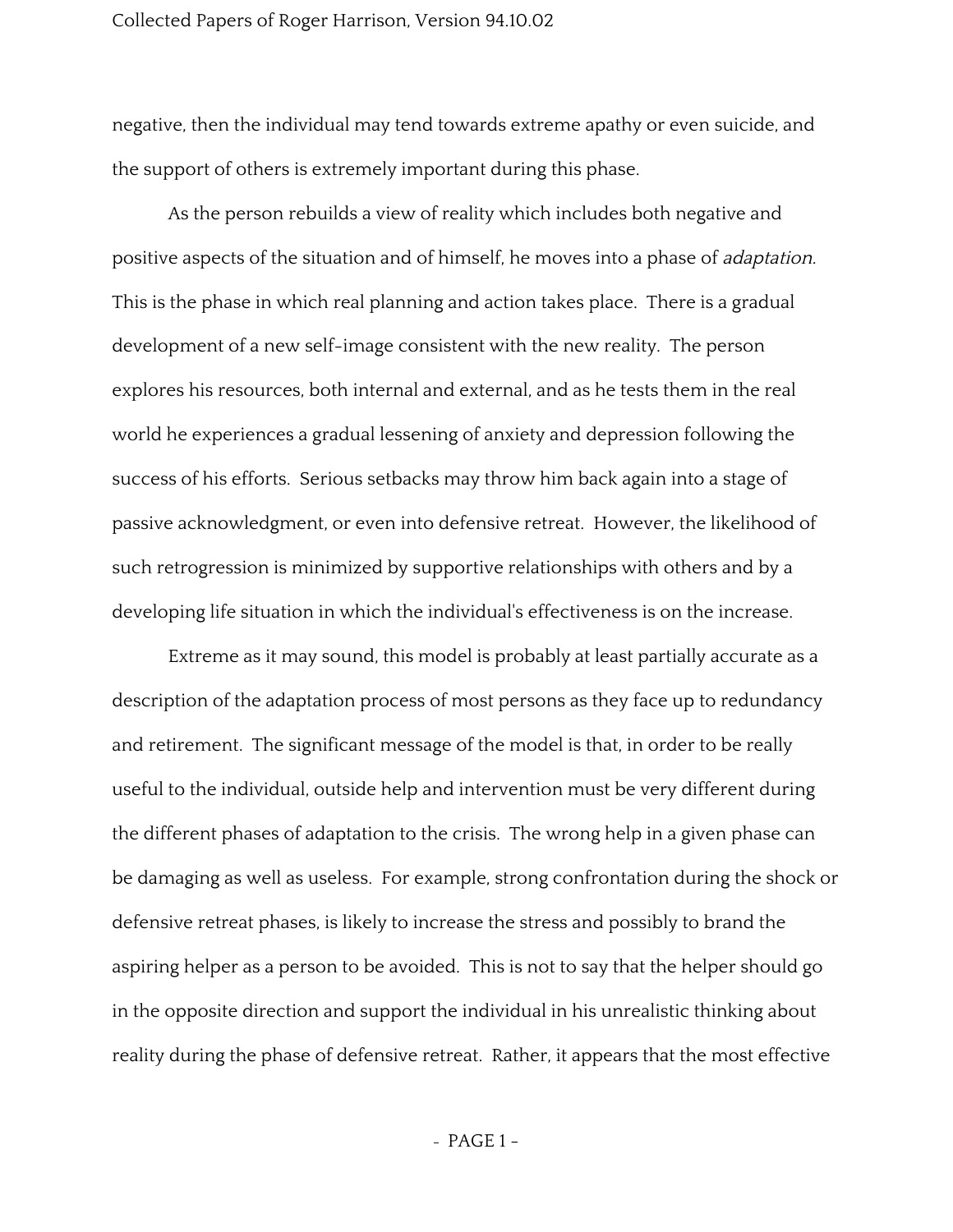negative, then the individual may tend towards extreme apathy or even suicide, and the support of others is extremely important during this phase.

As the person rebuilds a view of reality which includes both negative and positive aspects of the situation and of himself, he moves into a phase of *adaptation*. This is the phase in which real planning and action takes place. There is a gradual development of a new self-image consistent with the new reality. The person explores his resources, both internal and external, and as he tests them in the real world he experiences a gradual lessening of anxiety and depression following the success of his efforts. Serious setbacks may throw him back again into a stage of passive acknowledgment, or even into defensive retreat. However, the likelihood of such retrogression is minimized by supportive relationships with others and by a developing life situation in which the individual's effectiveness is on the increase.

Extreme as it may sound, this model is probably at least partially accurate as a description of the adaptation process of most persons as they face up to redundancy and retirement. The significant message of the model is that, in order to be really useful to the individual, outside help and intervention must be very different during the different phases of adaptation to the crisis. The wrong help in a given phase can be damaging as well as useless. For example, strong confrontation during the shock or defensive retreat phases, is likely to increase the stress and possibly to brand the aspiring helper as a person to be avoided. This is not to say that the helper should go in the opposite direction and support the individual in his unrealistic thinking about reality during the phase of defensive retreat. Rather, it appears that the most effective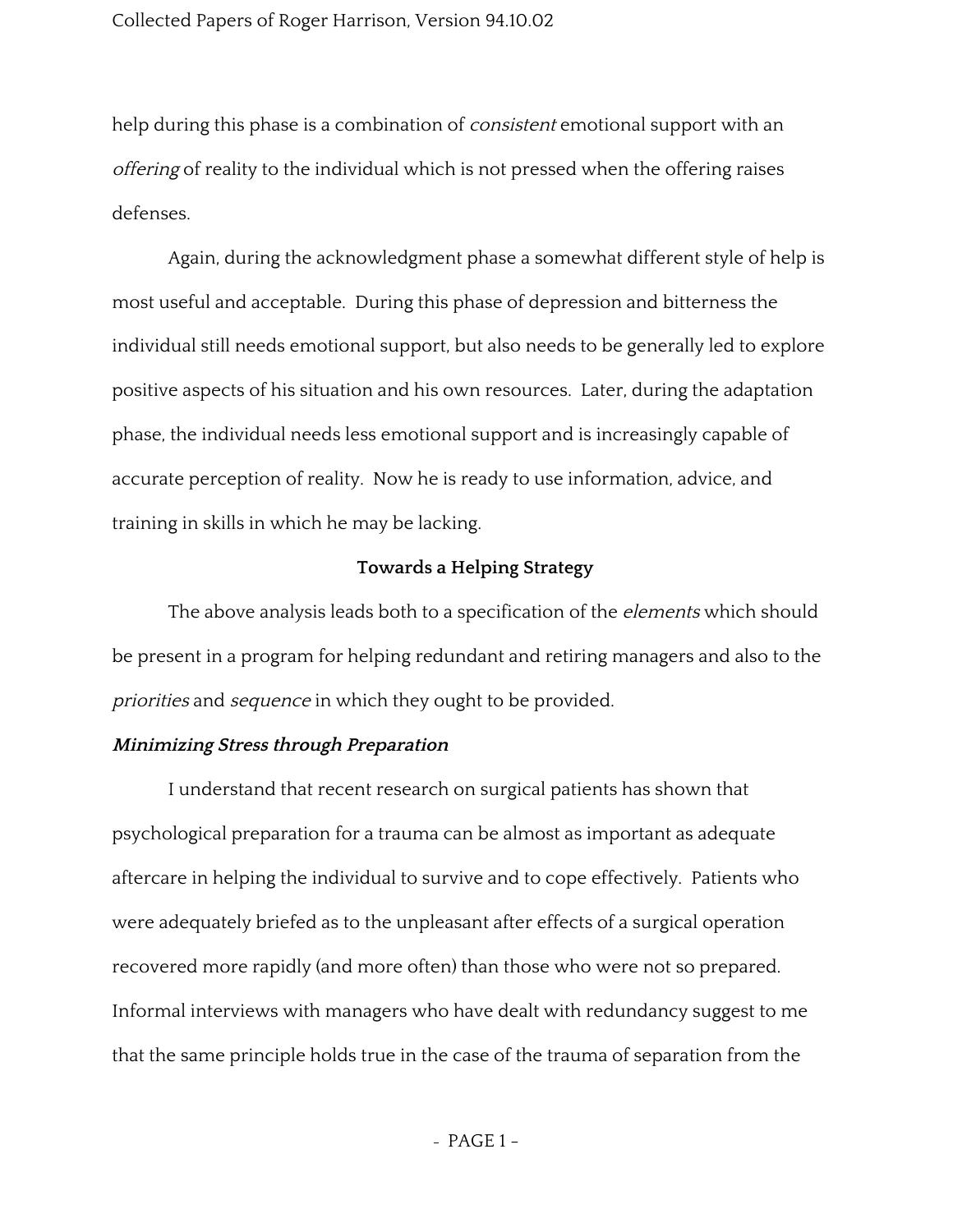help during this phase is a combination of *consistent* emotional support with an *offering* of reality to the individual which is not pressed when the offering raises defenses.

Again, during the acknowledgment phase a somewhat different style of help is most useful and acceptable. During this phase of depression and bitterness the individual still needs emotional support, but also needs to be generally led to explore positive aspects of his situation and his own resources. Later, during the adaptation phase, the individual needs less emotional support and is increasingly capable of accurate perception of reality. Now he is ready to use information, advice, and training in skills in which he may be lacking.

## Towards a Helping Strategy

The above analysis leads both to a specification of the *elements* which should be present in a program for helping redundant and retiring managers and also to the *priorities* and *sequence* in which they ought to be provided.

### *Minimizing Stress through Preparation*

I understand that recent research on surgical patients has shown that psychological preparation for a trauma can be almost as important as adequate aftercare in helping the individual to survive and to cope effectively. Patients who were adequately briefed as to the unpleasant after effects of a surgical operation recovered more rapidly (and more often) than those who were not so prepared. Informal interviews with managers who have dealt with redundancy suggest to me that the same principle holds true in the case of the trauma of separation from the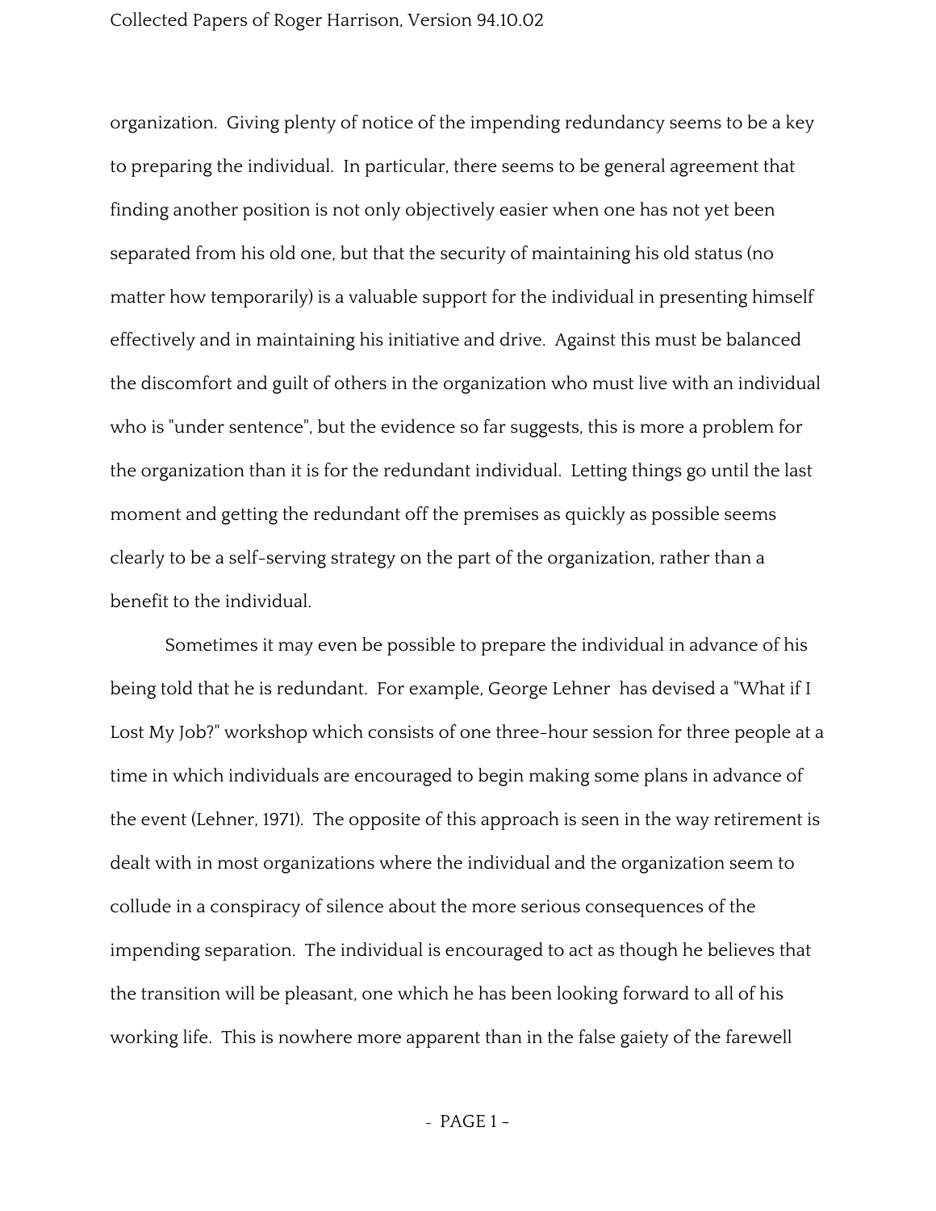organization. Giving plenty of notice of the impending redundancy seems to be a key to preparing the individual. In particular, there seems to be general agreement that finding another position is not only objectively easier when one has not yet been separated from his old one, but that the security of maintaining his old status (no matter how temporarily) is a valuable support for the individual in presenting himself effectively and in maintaining his initiative and drive. Against this must be balanced the discomfort and guilt of others in the organization who must live with an individual who is "under sentence", but the evidence so far suggests, this is more a problem for the organization than it is for the redundant individual. Letting things go until the last moment and getting the redundant off the premises as quickly as possible seems clearly to be a self-serving strategy on the part of the organization, rather than a benefit to the individual.

Sometimes it may even be possible to prepare the individual in advance of his being told that he is redundant. For example, George Lehner has devised a "What if I Lost My Job?" workshop which consists of one three-hour session for three people at a time in which individuals are encouraged to begin making some plans in advance of the event (Lehner, 1971). The opposite of this approach is seen in the way retirement is dealt with in most organizations where the individual and the organization seem to collude in a conspiracy of silence about the more serious consequences of the impending separation. The individual is encouraged to act as though he believes that the transition will be pleasant, one which he has been looking forward to all of his working life. This is nowhere more apparent than in the false gaiety of the farewell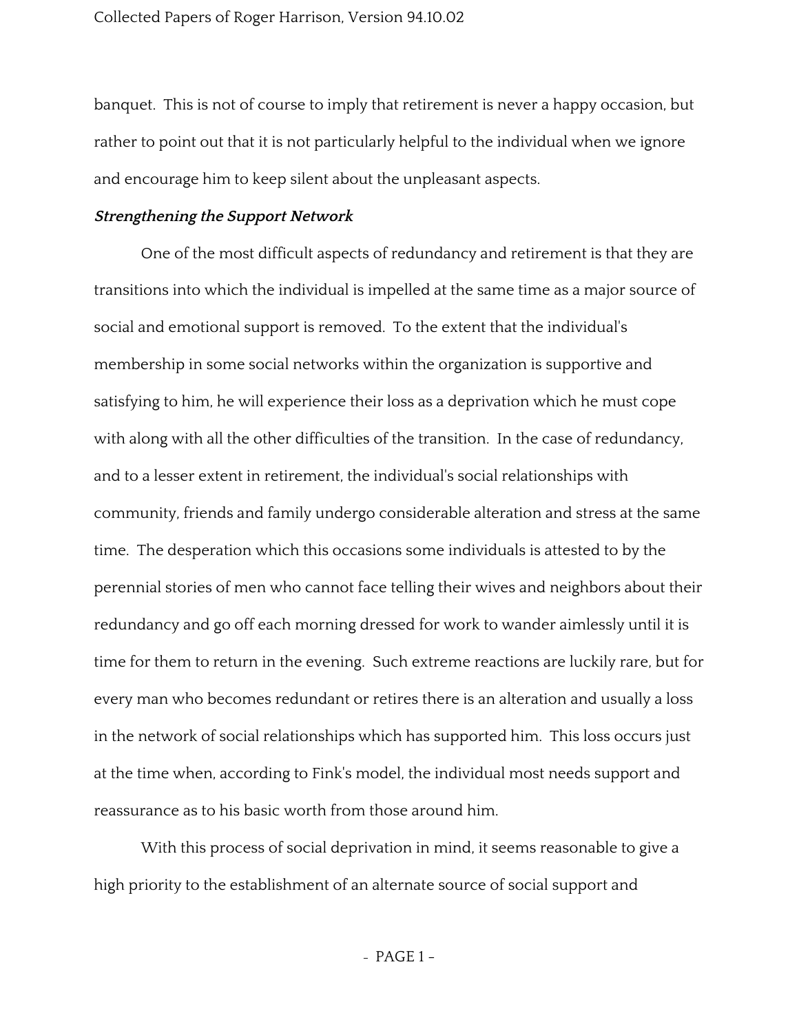banquet. This is not of course to imply that retirement is never a happy occasion, but rather to point out that it is not particularly helpful to the individual when we ignore and encourage him to keep silent about the unpleasant aspects.

***Strengthening the Support Network***

One of the most difficult aspects of redundancy and retirement is that they are transitions into which the individual is impelled at the same time as a major source of social and emotional support is removed. To the extent that the individual's membership in some social networks within the organization is supportive and satisfying to him, he will experience their loss as a deprivation which he must cope with along with all the other difficulties of the transition. In the case of redundancy, and to a lesser extent in retirement, the individual's social relationships with community, friends and family undergo considerable alteration and stress at the same time. The desperation which this occasions some individuals is attested to by the perennial stories of men who cannot face telling their wives and neighbors about their redundancy and go off each morning dressed for work to wander aimlessly until it is time for them to return in the evening. Such extreme reactions are luckily rare, but for every man who becomes redundant or retires there is an alteration and usually a loss in the network of social relationships which has supported him. This loss occurs just at the time when, according to Fink's model, the individual most needs support and reassurance as to his basic worth from those around him.

With this process of social deprivation in mind, it seems reasonable to give a high priority to the establishment of an alternate source of social support and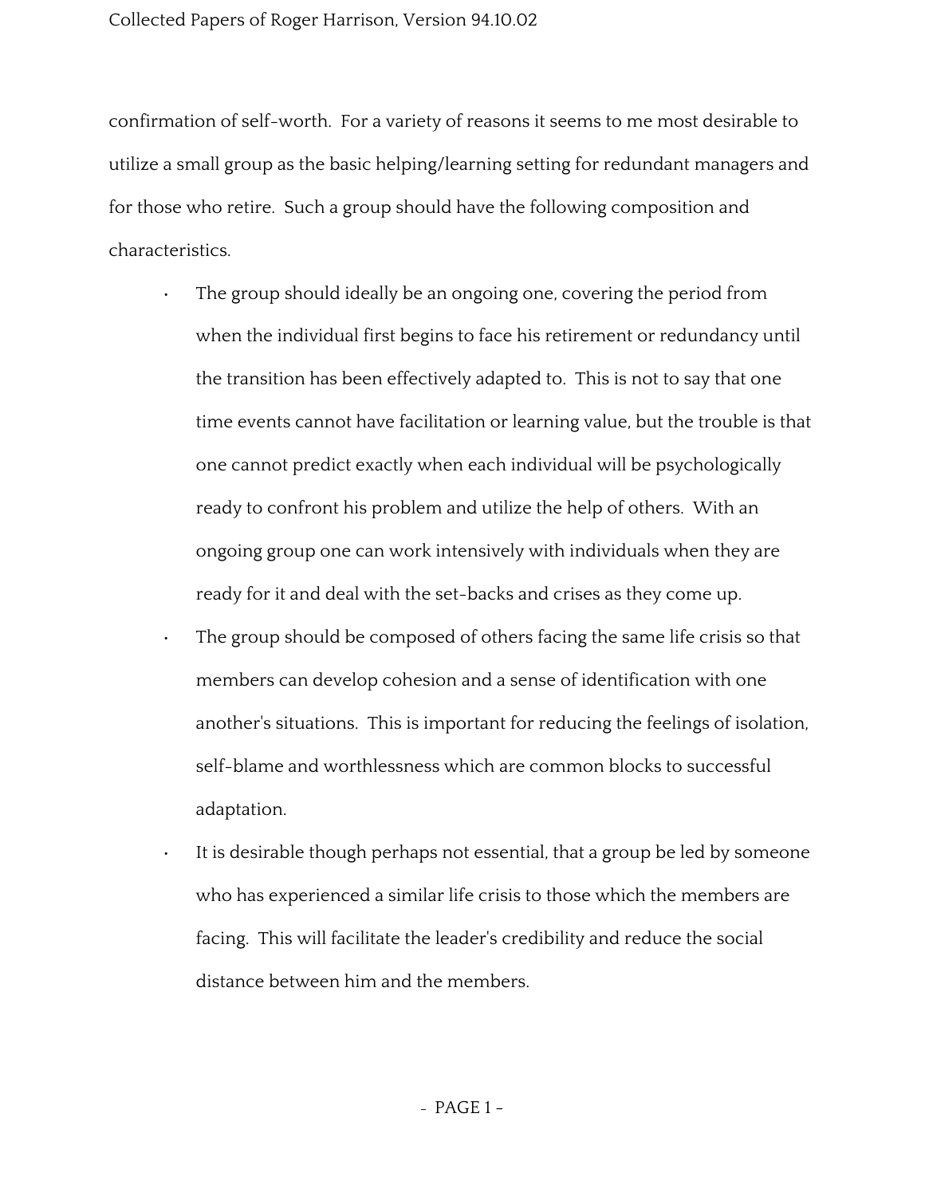confirmation of self-worth.  For a variety of reasons it seems to me most desirable to utilize a small group as the basic helping/learning setting for redundant managers and for those who retire.  Such a group should have the following composition and characteristics.

- The group should ideally be an ongoing one, covering the period from when the individual first begins to face his retirement or redundancy until the transition has been effectively adapted to.  This is not to say that one time events cannot have facilitation or learning value, but the trouble is that one cannot predict exactly when each individual will be psychologically ready to confront his problem and utilize the help of others.  With an ongoing group one can work intensively with individuals when they are ready for it and deal with the set-backs and crises as they come up.
- The group should be composed of others facing the same life crisis so that members can develop cohesion and a sense of identification with one another's situations.  This is important for reducing the feelings of isolation, self-blame and worthlessness which are common blocks to successful adaptation.
- It is desirable though perhaps not essential, that a group be led by someone who has experienced a similar life crisis to those which the members are facing.  This will facilitate the leader's credibility and reduce the social distance between him and the members.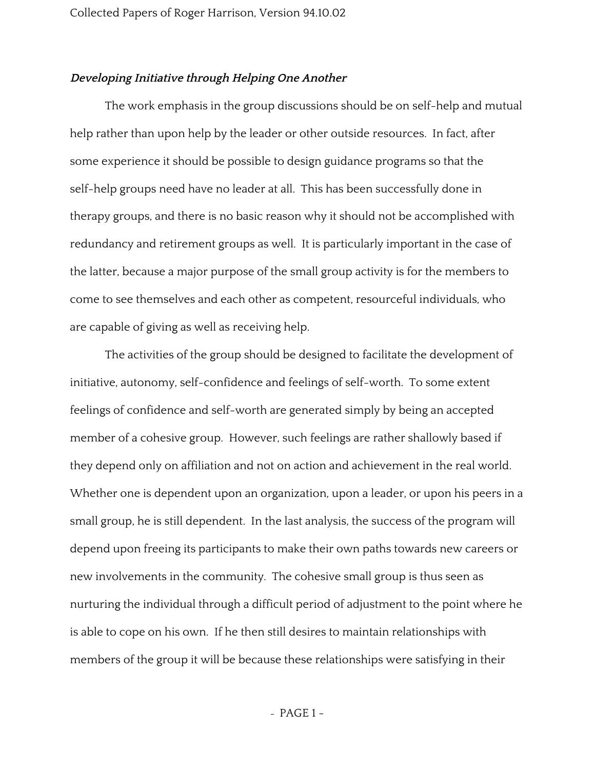### *Developing Initiative through Helping One Another*

The work emphasis in the group discussions should be on self-help and mutual help rather than upon help by the leader or other outside resources. In fact, after some experience it should be possible to design guidance programs so that the self-help groups need have no leader at all. This has been successfully done in therapy groups, and there is no basic reason why it should not be accomplished with redundancy and retirement groups as well. It is particularly important in the case of the latter, because a major purpose of the small group activity is for the members to come to see themselves and each other as competent, resourceful individuals, who are capable of giving as well as receiving help.

The activities of the group should be designed to facilitate the development of initiative, autonomy, self-confidence and feelings of self-worth. To some extent feelings of confidence and self-worth are generated simply by being an accepted member of a cohesive group. However, such feelings are rather shallowly based if they depend only on affiliation and not on action and achievement in the real world. Whether one is dependent upon an organization, upon a leader, or upon his peers in a small group, he is still dependent. In the last analysis, the success of the program will depend upon freeing its participants to make their own paths towards new careers or new involvements in the community. The cohesive small group is thus seen as nurturing the individual through a difficult period of adjustment to the point where he is able to cope on his own. If he then still desires to maintain relationships with members of the group it will be because these relationships were satisfying in their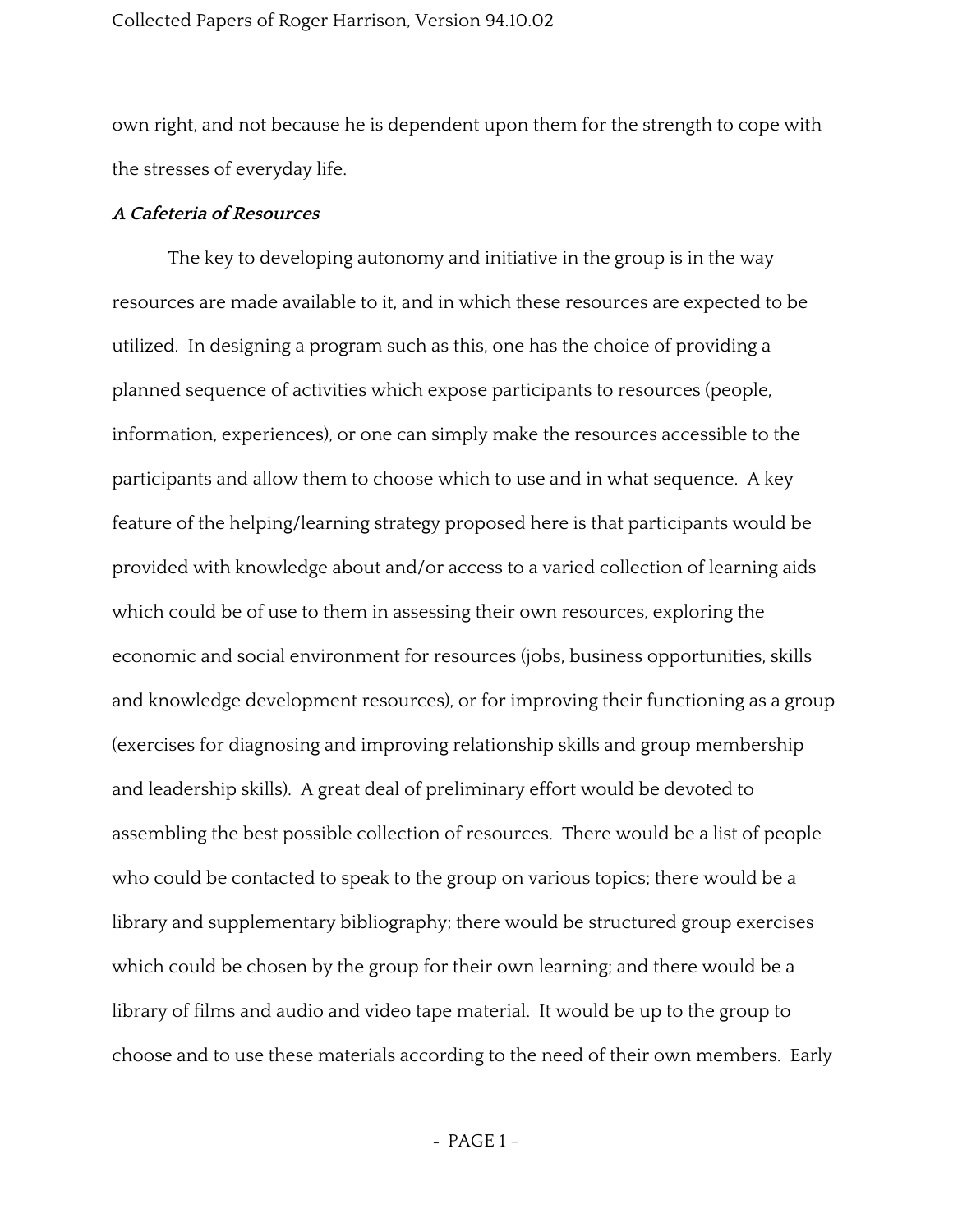own right, and not because he is dependent upon them for the strength to cope with the stresses of everyday life.

***A Cafeteria of Resources***

The key to developing autonomy and initiative in the group is in the way resources are made available to it, and in which these resources are expected to be utilized. In designing a program such as this, one has the choice of providing a planned sequence of activities which expose participants to resources (people, information, experiences), or one can simply make the resources accessible to the participants and allow them to choose which to use and in what sequence. A key feature of the helping/learning strategy proposed here is that participants would be provided with knowledge about and/or access to a varied collection of learning aids which could be of use to them in assessing their own resources, exploring the economic and social environment for resources (jobs, business opportunities, skills and knowledge development resources), or for improving their functioning as a group (exercises for diagnosing and improving relationship skills and group membership and leadership skills). A great deal of preliminary effort would be devoted to assembling the best possible collection of resources. There would be a list of people who could be contacted to speak to the group on various topics; there would be a library and supplementary bibliography; there would be structured group exercises which could be chosen by the group for their own learning; and there would be a library of films and audio and video tape material. It would be up to the group to choose and to use these materials according to the need of their own members. Early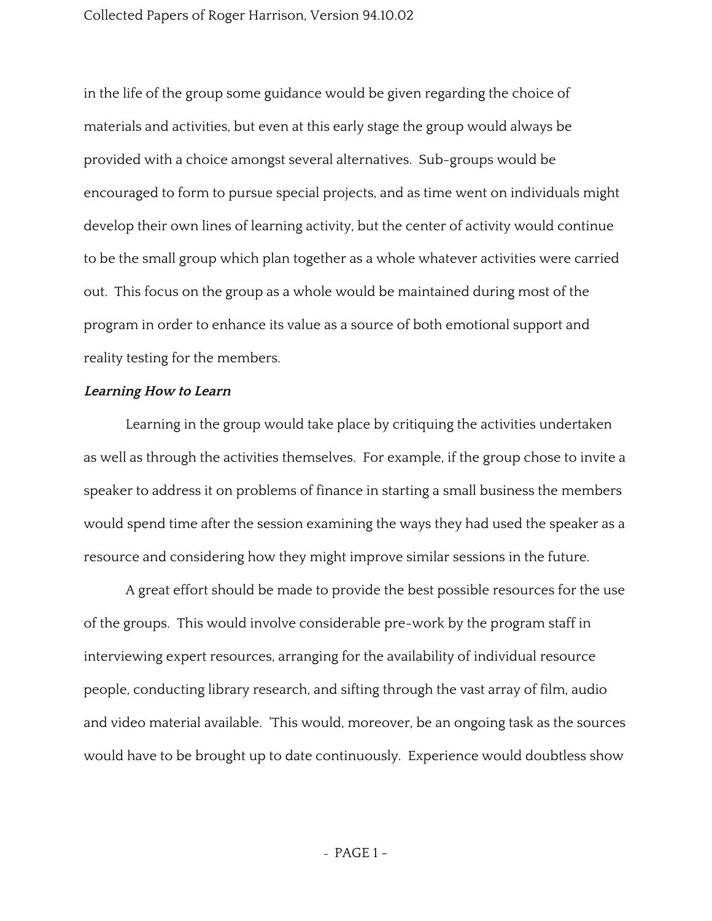in the life of the group some guidance would be given regarding the choice of materials and activities, but even at this early stage the group would always be provided with a choice amongst several alternatives. Sub-groups would be encouraged to form to pursue special projects, and as time went on individuals might develop their own lines of learning activity, but the center of activity would continue to be the small group which plan together as a whole whatever activities were carried out. This focus on the group as a whole would be maintained during most of the program in order to enhance its value as a source of both emotional support and reality testing for the members.

***Learning How to Learn***

Learning in the group would take place by critiquing the activities undertaken as well as through the activities themselves. For example, if the group chose to invite a speaker to address it on problems of finance in starting a small business the members would spend time after the session examining the ways they had used the speaker as a resource and considering how they might improve similar sessions in the future.

A great effort should be made to provide the best possible resources for the use of the groups. This would involve considerable pre-work by the program staff in interviewing expert resources, arranging for the availability of individual resource people, conducting library research, and sifting through the vast array of film, audio and video material available. 'This would, moreover, be an ongoing task as the sources would have to be brought up to date continuously. Experience would doubtless show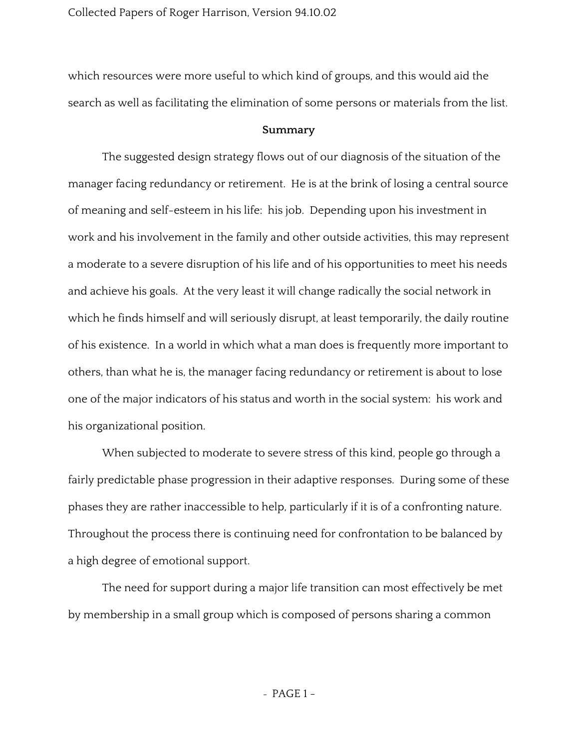which resources were more useful to which kind of groups, and this would aid the search as well as facilitating the elimination of some persons or materials from the list.

## Summary

The suggested design strategy flows out of our diagnosis of the situation of the manager facing redundancy or retirement. He is at the brink of losing a central source of meaning and self-esteem in his life: his job. Depending upon his investment in work and his involvement in the family and other outside activities, this may represent a moderate to a severe disruption of his life and of his opportunities to meet his needs and achieve his goals. At the very least it will change radically the social network in which he finds himself and will seriously disrupt, at least temporarily, the daily routine of his existence. In a world in which what a man does is frequently more important to others, than what he is, the manager facing redundancy or retirement is about to lose one of the major indicators of his status and worth in the social system: his work and his organizational position.

When subjected to moderate to severe stress of this kind, people go through a fairly predictable phase progression in their adaptive responses. During some of these phases they are rather inaccessible to help, particularly if it is of a confronting nature. Throughout the process there is continuing need for confrontation to be balanced by a high degree of emotional support.

The need for support during a major life transition can most effectively be met by membership in a small group which is composed of persons sharing a common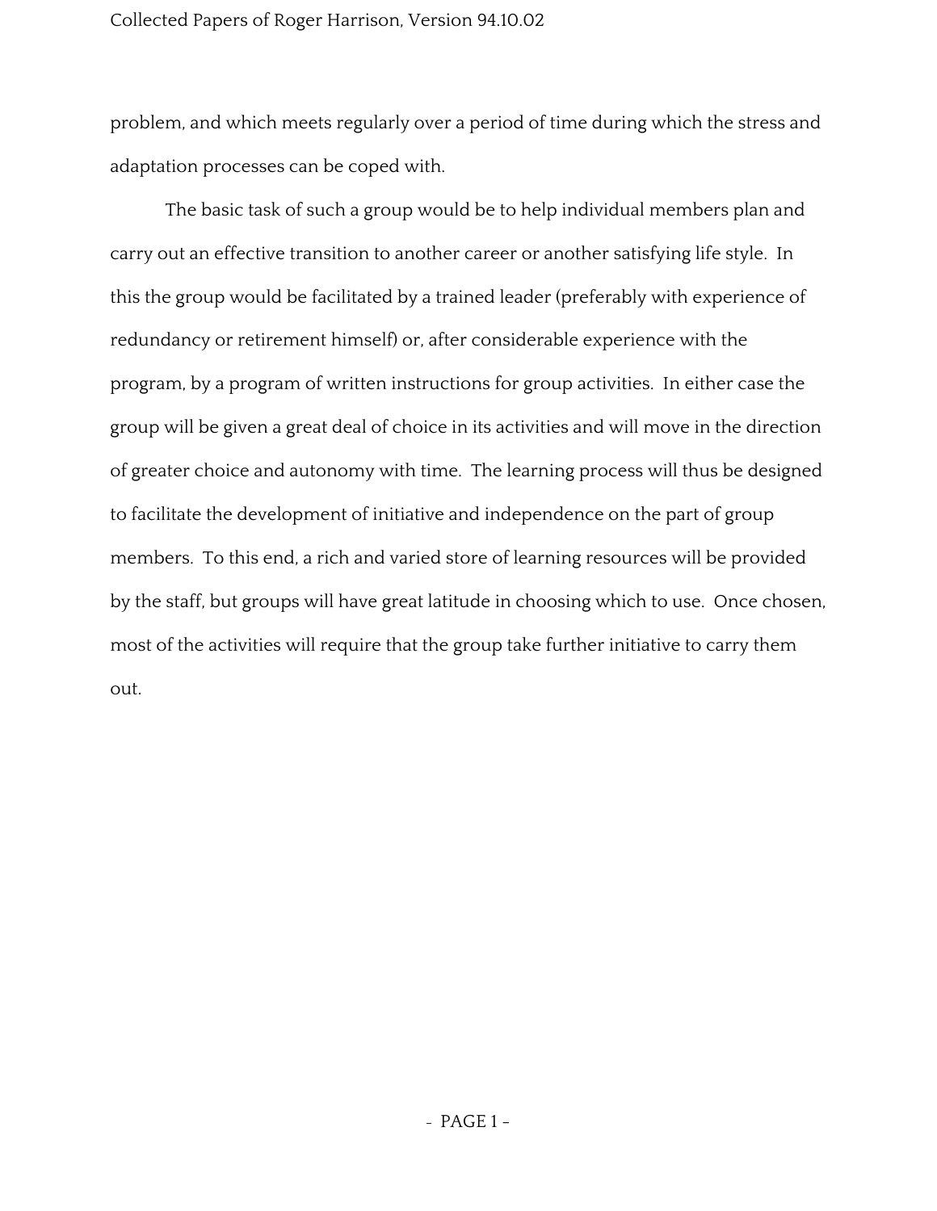problem, and which meets regularly over a period of time during which the stress and adaptation processes can be coped with.

The basic task of such a group would be to help individual members plan and carry out an effective transition to another career or another satisfying life style. In this the group would be facilitated by a trained leader (preferably with experience of redundancy or retirement himself) or, after considerable experience with the program, by a program of written instructions for group activities. In either case the group will be given a great deal of choice in its activities and will move in the direction of greater choice and autonomy with time. The learning process will thus be designed to facilitate the development of initiative and independence on the part of group members. To this end, a rich and varied store of learning resources will be provided by the staff, but groups will have great latitude in choosing which to use. Once chosen, most of the activities will require that the group take further initiative to carry them out.